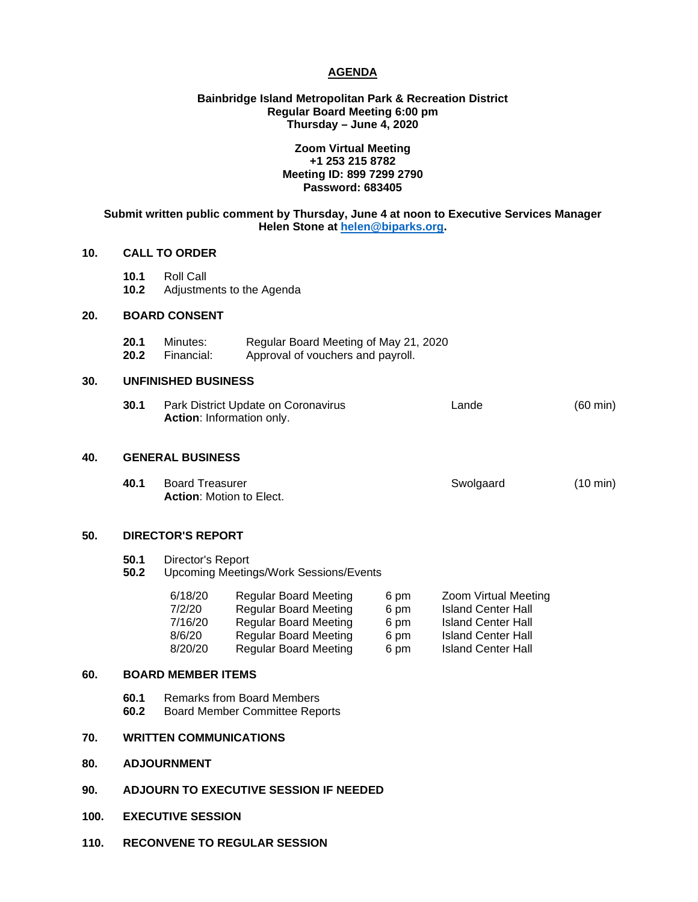# AGENDA

**Bainbridge Island Metropolitan Park & Recreation District**
**Regular Board Meeting 6:00 pm**
**Thursday – June 4, 2020**

**Zoom Virtual Meeting**
**+1 253 215 8782**
**Meeting ID: 899 7299 2790**
**Password: 683405**

**Submit written public comment by Thursday, June 4 at noon to Executive Services Manager Helen Stone at helen@biparks.org.**

## 10. CALL TO ORDER

**10.1** Roll Call
**10.2** Adjustments to the Agenda

## 20. BOARD CONSENT

**20.1** Minutes: Regular Board Meeting of May 21, 2020
**20.2** Financial: Approval of vouchers and payroll.

## 30. UNFINISHED BUSINESS

**30.1** Park District Update on Coronavirus — Lande — (60 min)
**Action**: Information only.

## 40. GENERAL BUSINESS

**40.1** Board Treasurer — Swolgaard — (10 min)
**Action**: Motion to Elect.

## 50. DIRECTOR'S REPORT

**50.1** Director's Report
**50.2** Upcoming Meetings/Work Sessions/Events

| | | | |
|---|---|---|---|
| 6/18/20 | Regular Board Meeting | 6 pm | Zoom Virtual Meeting |
| 7/2/20 | Regular Board Meeting | 6 pm | Island Center Hall |
| 7/16/20 | Regular Board Meeting | 6 pm | Island Center Hall |
| 8/6/20 | Regular Board Meeting | 6 pm | Island Center Hall |
| 8/20/20 | Regular Board Meeting | 6 pm | Island Center Hall |

## 60. BOARD MEMBER ITEMS

**60.1** Remarks from Board Members
**60.2** Board Member Committee Reports

## 70. WRITTEN COMMUNICATIONS

## 80. ADJOURNMENT

## 90. ADJOURN TO EXECUTIVE SESSION IF NEEDED

## 100. EXECUTIVE SESSION

## 110. RECONVENE TO REGULAR SESSION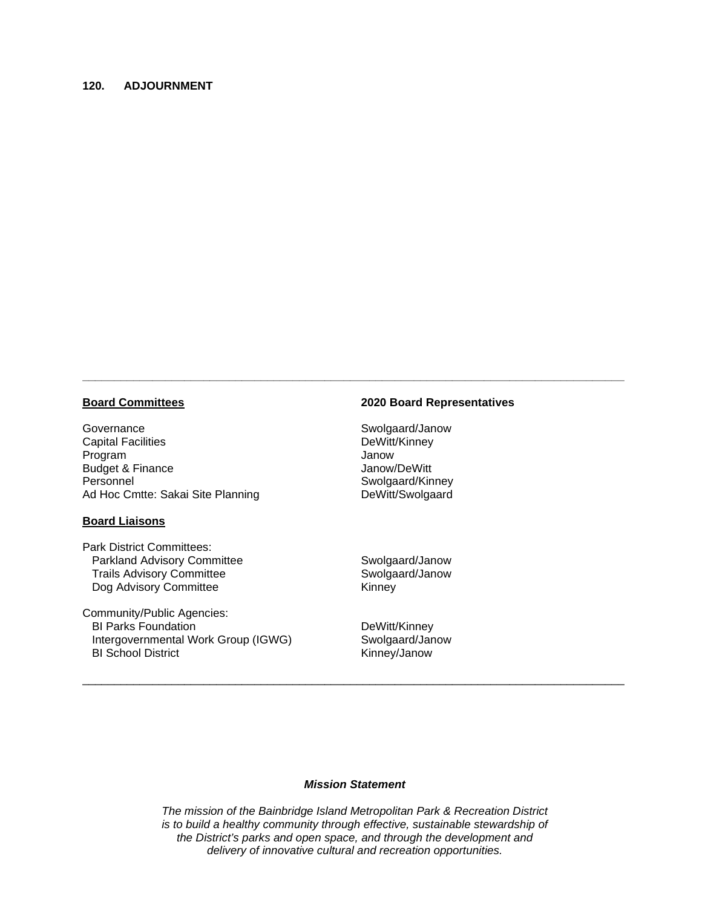**120. ADJOURNMENT**

---

| **Board Committees** | **2020 Board Representatives** |
|---|---|
| Governance | Swolgaard/Janow |
| Capital Facilities | DeWitt/Kinney |
| Program | Janow |
| Budget & Finance | Janow/DeWitt |
| Personnel | Swolgaard/Kinney |
| Ad Hoc Cmtte: Sakai Site Planning | DeWitt/Swolgaard |

**Board Liaisons**

| | |
|---|---|
| Park District Committees: | |
| Parkland Advisory Committee | Swolgaard/Janow |
| Trails Advisory Committee | Swolgaard/Janow |
| Dog Advisory Committee | Kinney |
| Community/Public Agencies: | |
| BI Parks Foundation | DeWitt/Kinney |
| Intergovernmental Work Group (IGWG) | Swolgaard/Janow |
| BI School District | Kinney/Janow |

---

***Mission Statement***

*The mission of the Bainbridge Island Metropolitan Park & Recreation District is to build a healthy community through effective, sustainable stewardship of the District's parks and open space, and through the development and delivery of innovative cultural and recreation opportunities.*